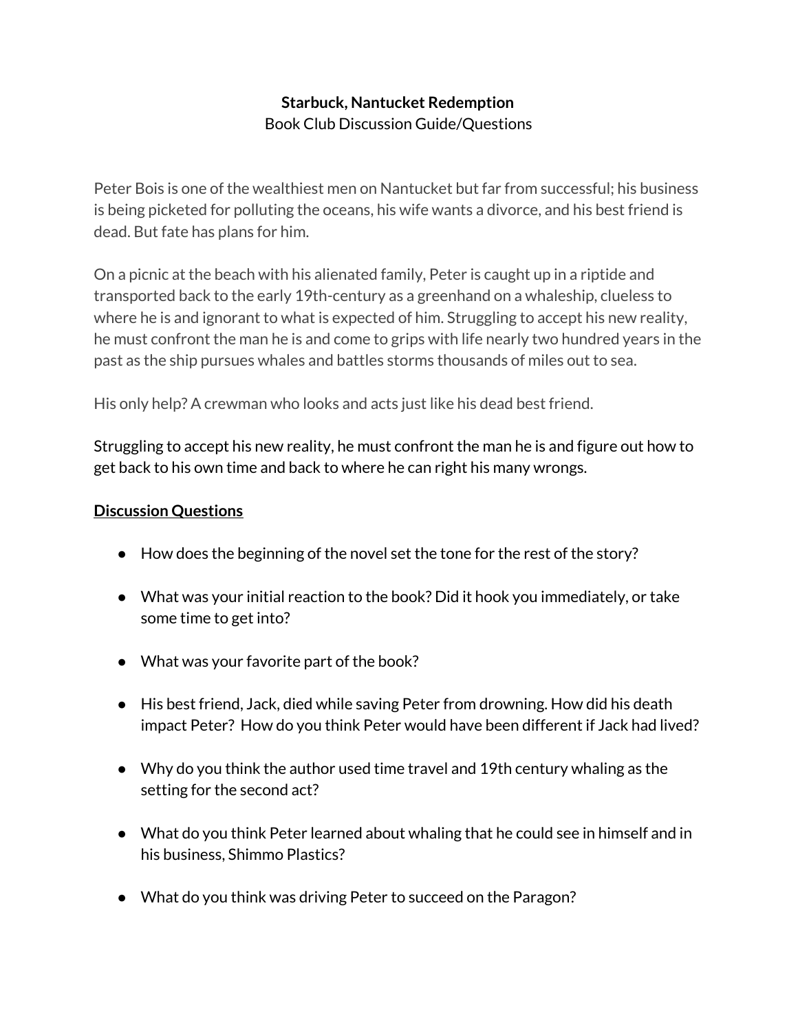**Starbuck, Nantucket Redemption**

Book Club Discussion Guide/Questions

Peter Bois is one of the wealthiest men on Nantucket but far from successful; his business is being picketed for polluting the oceans, his wife wants a divorce, and his best friend is dead. But fate has plans for him.

On a picnic at the beach with his alienated family, Peter is caught up in a riptide and transported back to the early 19th-century as a greenhand on a whaleship, clueless to where he is and ignorant to what is expected of him. Struggling to accept his new reality, he must confront the man he is and come to grips with life nearly two hundred years in the past as the ship pursues whales and battles storms thousands of miles out to sea.

His only help? A crewman who looks and acts just like his dead best friend.

Struggling to accept his new reality, he must confront the man he is and figure out how to get back to his own time and back to where he can right his many wrongs.

## Discussion Questions

- How does the beginning of the novel set the tone for the rest of the story?
- What was your initial reaction to the book? Did it hook you immediately, or take some time to get into?
- What was your favorite part of the book?
- His best friend, Jack, died while saving Peter from drowning. How did his death impact Peter? How do you think Peter would have been different if Jack had lived?
- Why do you think the author used time travel and 19th century whaling as the setting for the second act?
- What do you think Peter learned about whaling that he could see in himself and in his business, Shimmo Plastics?
- What do you think was driving Peter to succeed on the Paragon?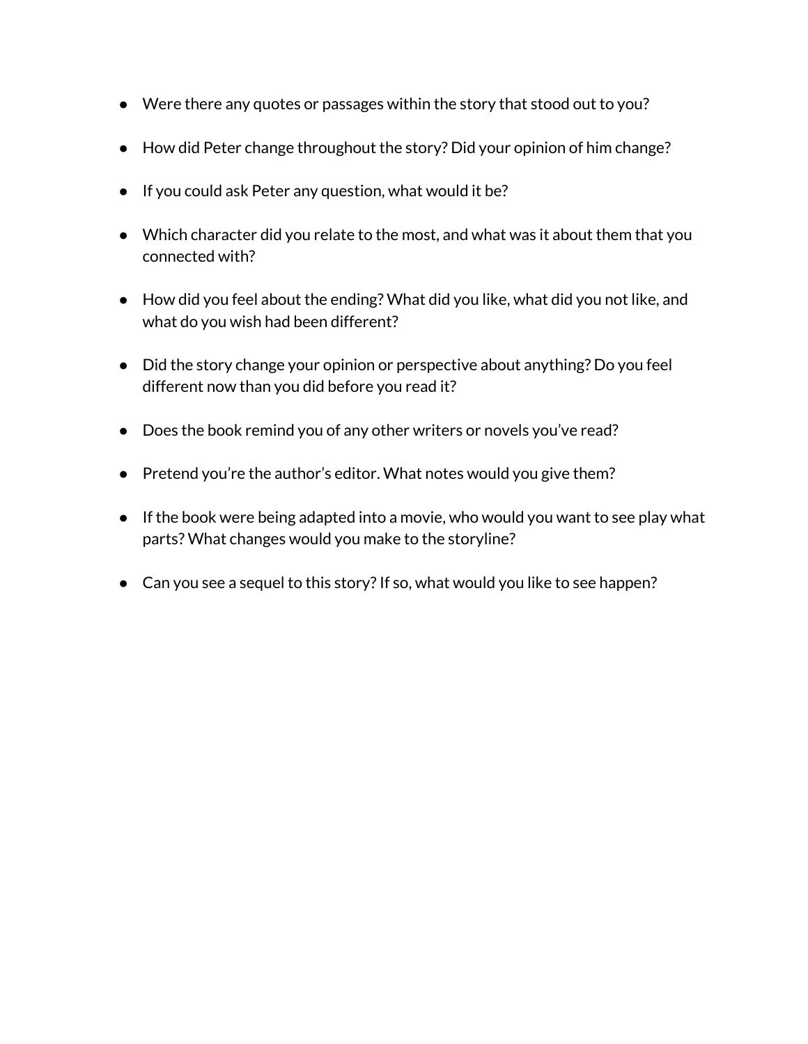- Were there any quotes or passages within the story that stood out to you?
- How did Peter change throughout the story? Did your opinion of him change?
- If you could ask Peter any question, what would it be?
- Which character did you relate to the most, and what was it about them that you connected with?
- How did you feel about the ending? What did you like, what did you not like, and what do you wish had been different?
- Did the story change your opinion or perspective about anything? Do you feel different now than you did before you read it?
- Does the book remind you of any other writers or novels you've read?
- Pretend you're the author's editor. What notes would you give them?
- If the book were being adapted into a movie, who would you want to see play what parts? What changes would you make to the storyline?
- Can you see a sequel to this story? If so, what would you like to see happen?